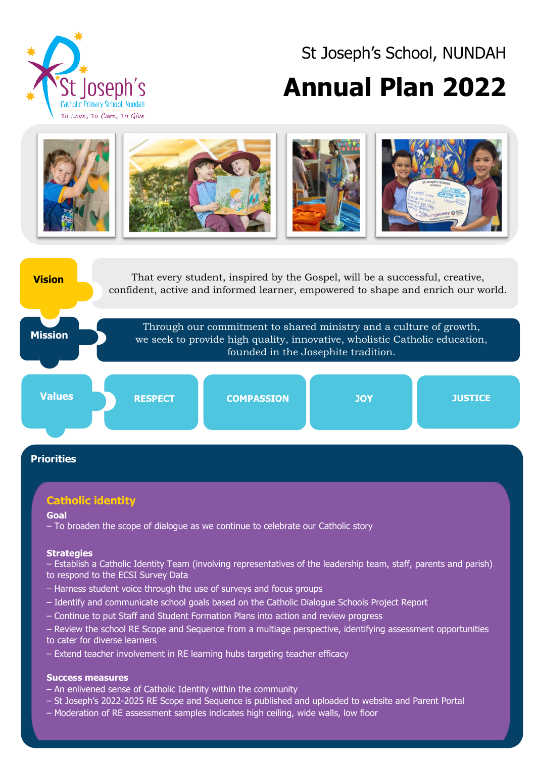St Joseph's Catholic Primary School, Nundah

To Love, To Care, To Give

St Joseph's School, NUNDAH

# Annual Plan 2022

**Vision**

That every student, inspired by the Gospel, will be a successful, creative, confident, active and informed learner, empowered to shape and enrich our world.

**Mission**

Through our commitment to shared ministry and a culture of growth, we seek to provide high quality, innovative, wholistic Catholic education, founded in the Josephite tradition.

**Values**

RESPECT | COMPASSION | JOY | JUSTICE

## Priorities

### Catholic identity

**Goal**

– To broaden the scope of dialogue as we continue to celebrate our Catholic story

**Strategies**

– Establish a Catholic Identity Team (involving representatives of the leadership team, staff, parents and parish) to respond to the ECSI Survey Data

– Harness student voice through the use of surveys and focus groups

– Identify and communicate school goals based on the Catholic Dialogue Schools Project Report

– Continue to put Staff and Student Formation Plans into action and review progress

– Review the school RE Scope and Sequence from a multiage perspective, identifying assessment opportunities to cater for diverse learners

– Extend teacher involvement in RE learning hubs targeting teacher efficacy

**Success measures**

– An enlivened sense of Catholic Identity within the community

– St Joseph's 2022-2025 RE Scope and Sequence is published and uploaded to website and Parent Portal

– Moderation of RE assessment samples indicates high ceiling, wide walls, low floor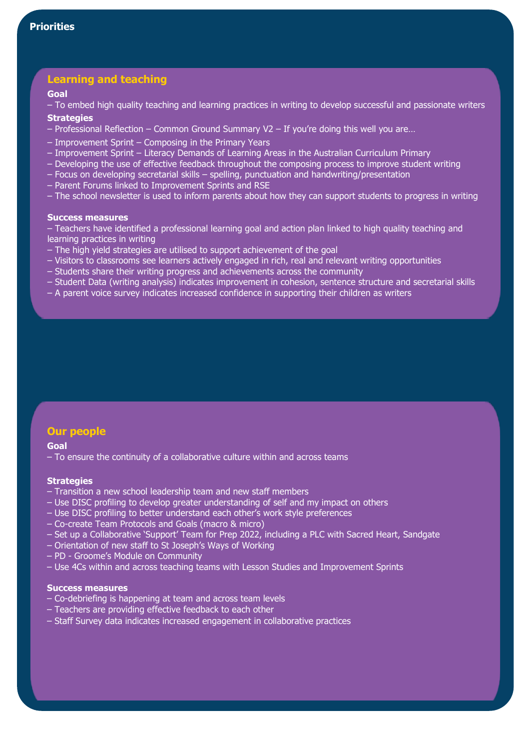## Priorities

### Learning and teaching

**Goal**

– To embed high quality teaching and learning practices in writing to develop successful and passionate writers

**Strategies**

– Professional Reflection – Common Ground Summary V2 – If you're doing this well you are…
– Improvement Sprint – Composing in the Primary Years
– Improvement Sprint – Literacy Demands of Learning Areas in the Australian Curriculum Primary
– Developing the use of effective feedback throughout the composing process to improve student writing
– Focus on developing secretarial skills – spelling, punctuation and handwriting/presentation
– Parent Forums linked to Improvement Sprints and RSE
– The school newsletter is used to inform parents about how they can support students to progress in writing

**Success measures**

– Teachers have identified a professional learning goal and action plan linked to high quality teaching and learning practices in writing
– The high yield strategies are utilised to support achievement of the goal
– Visitors to classrooms see learners actively engaged in rich, real and relevant writing opportunities
– Students share their writing progress and achievements across the community
– Student Data (writing analysis) indicates improvement in cohesion, sentence structure and secretarial skills
– A parent voice survey indicates increased confidence in supporting their children as writers

### Our people

**Goal**

– To ensure the continuity of a collaborative culture within and across teams

**Strategies**

– Transition a new school leadership team and new staff members
– Use DISC profiling to develop greater understanding of self and my impact on others
– Use DISC profiling to better understand each other's work style preferences
– Co-create Team Protocols and Goals (macro & micro)
– Set up a Collaborative 'Support' Team for Prep 2022, including a PLC with Sacred Heart, Sandgate
– Orientation of new staff to St Joseph's Ways of Working
– PD - Groome's Module on Community
– Use 4Cs within and across teaching teams with Lesson Studies and Improvement Sprints

**Success measures**

– Co-debriefing is happening at team and across team levels
– Teachers are providing effective feedback to each other
– Staff Survey data indicates increased engagement in collaborative practices